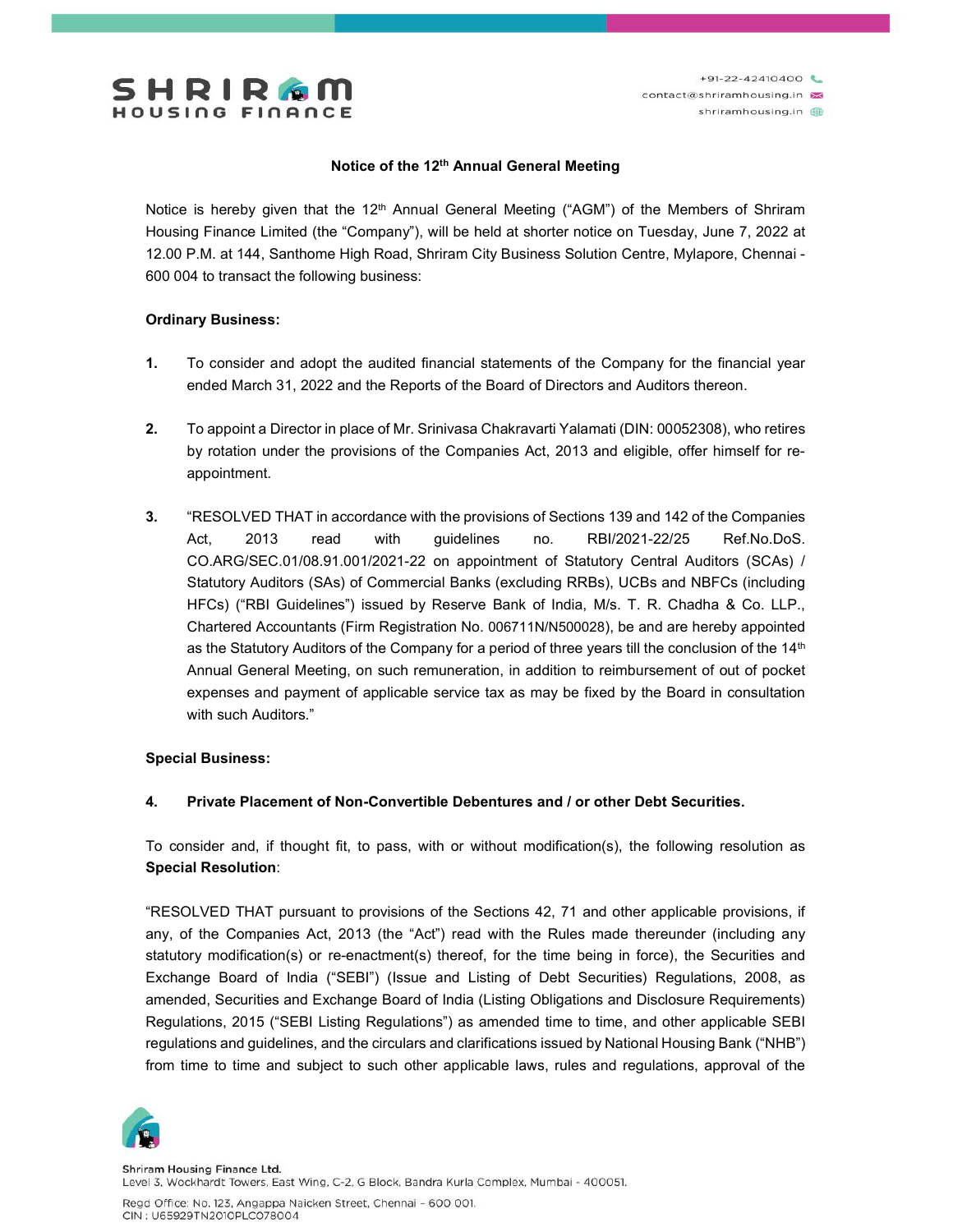# Notice of the 12th Annual General Meeting

Notice is hereby given that the 12th Annual General Meeting ("AGM") of the Members of Shriram Housing Finance Limited (the "Company"), will be held at shorter notice on Tuesday, June 7, 2022 at 12.00 P.M. at 144, Santhome High Road, Shriram City Business Solution Centre, Mylapore, Chennai - 600 004 to transact the following business:

**Ordinary Business:**

1. To consider and adopt the audited financial statements of the Company for the financial year ended March 31, 2022 and the Reports of the Board of Directors and Auditors thereon.

2. To appoint a Director in place of Mr. Srinivasa Chakravarti Yalamati (DIN: 00052308), who retires by rotation under the provisions of the Companies Act, 2013 and eligible, offer himself for re-appointment.

3. "RESOLVED THAT in accordance with the provisions of Sections 139 and 142 of the Companies Act, 2013 read with guidelines no. RBI/2021-22/25 Ref.No.DoS. CO.ARG/SEC.01/08.91.001/2021-22 on appointment of Statutory Central Auditors (SCAs) / Statutory Auditors (SAs) of Commercial Banks (excluding RRBs), UCBs and NBFCs (including HFCs) ("RBI Guidelines") issued by Reserve Bank of India, M/s. T. R. Chadha & Co. LLP., Chartered Accountants (Firm Registration No. 006711N/N500028), be and are hereby appointed as the Statutory Auditors of the Company for a period of three years till the conclusion of the 14th Annual General Meeting, on such remuneration, in addition to reimbursement of out of pocket expenses and payment of applicable service tax as may be fixed by the Board in consultation with such Auditors."

**Special Business:**

4. **Private Placement of Non-Convertible Debentures and / or other Debt Securities.**

To consider and, if thought fit, to pass, with or without modification(s), the following resolution as **Special Resolution**:

"RESOLVED THAT pursuant to provisions of the Sections 42, 71 and other applicable provisions, if any, of the Companies Act, 2013 (the "Act") read with the Rules made thereunder (including any statutory modification(s) or re-enactment(s) thereof, for the time being in force), the Securities and Exchange Board of India ("SEBI") (Issue and Listing of Debt Securities) Regulations, 2008, as amended, Securities and Exchange Board of India (Listing Obligations and Disclosure Requirements) Regulations, 2015 ("SEBI Listing Regulations") as amended time to time, and other applicable SEBI regulations and guidelines, and the circulars and clarifications issued by National Housing Bank ("NHB") from time to time and subject to such other applicable laws, rules and regulations, approval of the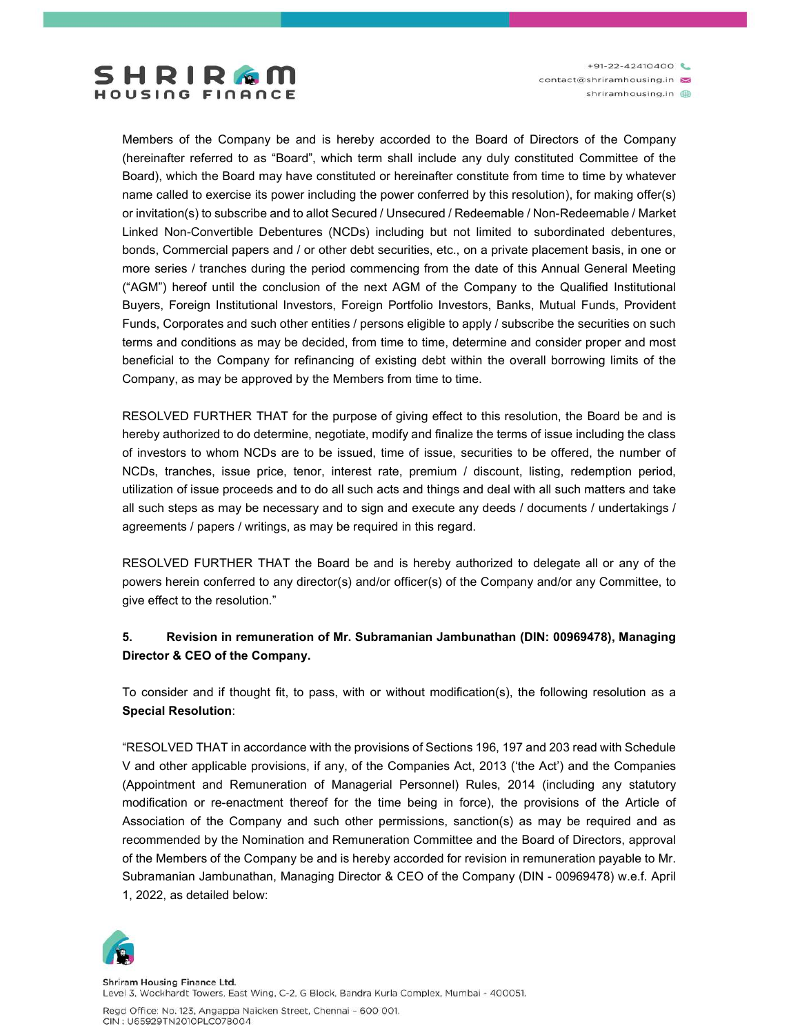Members of the Company be and is hereby accorded to the Board of Directors of the Company (hereinafter referred to as "Board", which term shall include any duly constituted Committee of the Board), which the Board may have constituted or hereinafter constitute from time to time by whatever name called to exercise its power including the power conferred by this resolution), for making offer(s) or invitation(s) to subscribe and to allot Secured / Unsecured / Redeemable / Non-Redeemable / Market Linked Non-Convertible Debentures (NCDs) including but not limited to subordinated debentures, bonds, Commercial papers and / or other debt securities, etc., on a private placement basis, in one or more series / tranches during the period commencing from the date of this Annual General Meeting ("AGM") hereof until the conclusion of the next AGM of the Company to the Qualified Institutional Buyers, Foreign Institutional Investors, Foreign Portfolio Investors, Banks, Mutual Funds, Provident Funds, Corporates and such other entities / persons eligible to apply / subscribe the securities on such terms and conditions as may be decided, from time to time, determine and consider proper and most beneficial to the Company for refinancing of existing debt within the overall borrowing limits of the Company, as may be approved by the Members from time to time.

RESOLVED FURTHER THAT for the purpose of giving effect to this resolution, the Board be and is hereby authorized to do determine, negotiate, modify and finalize the terms of issue including the class of investors to whom NCDs are to be issued, time of issue, securities to be offered, the number of NCDs, tranches, issue price, tenor, interest rate, premium / discount, listing, redemption period, utilization of issue proceeds and to do all such acts and things and deal with all such matters and take all such steps as may be necessary and to sign and execute any deeds / documents / undertakings / agreements / papers / writings, as may be required in this regard.

RESOLVED FURTHER THAT the Board be and is hereby authorized to delegate all or any of the powers herein conferred to any director(s) and/or officer(s) of the Company and/or any Committee, to give effect to the resolution."

**5. Revision in remuneration of Mr. Subramanian Jambunathan (DIN: 00969478), Managing Director & CEO of the Company.**

To consider and if thought fit, to pass, with or without modification(s), the following resolution as a **Special Resolution**:

"RESOLVED THAT in accordance with the provisions of Sections 196, 197 and 203 read with Schedule V and other applicable provisions, if any, of the Companies Act, 2013 ('the Act') and the Companies (Appointment and Remuneration of Managerial Personnel) Rules, 2014 (including any statutory modification or re-enactment thereof for the time being in force), the provisions of the Article of Association of the Company and such other permissions, sanction(s) as may be required and as recommended by the Nomination and Remuneration Committee and the Board of Directors, approval of the Members of the Company be and is hereby accorded for revision in remuneration payable to Mr. Subramanian Jambunathan, Managing Director & CEO of the Company (DIN - 00969478) w.e.f. April 1, 2022, as detailed below: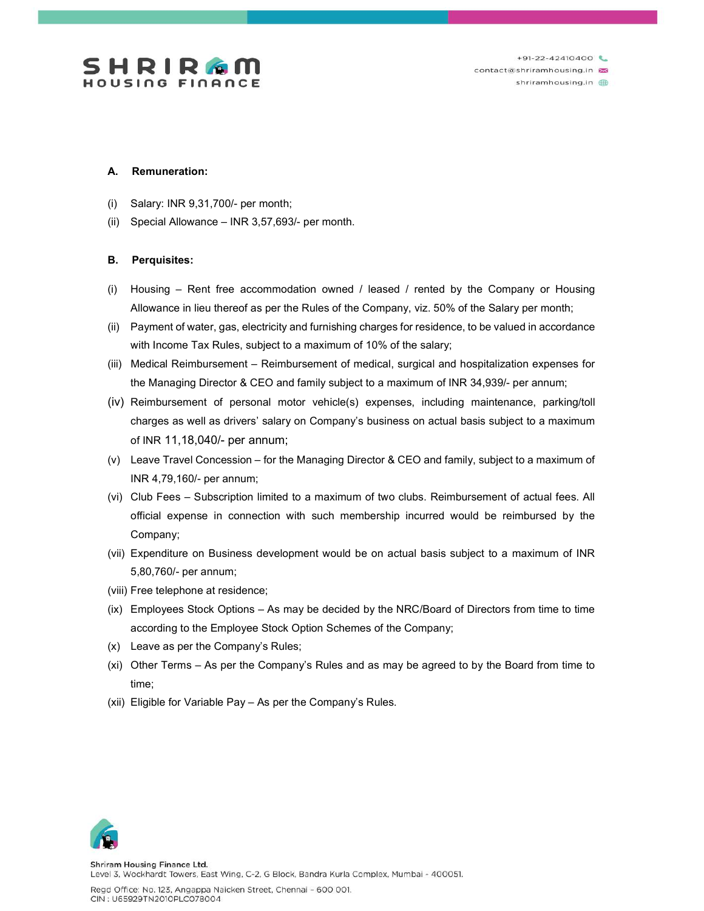**A. Remuneration:**

(i) Salary: INR 9,31,700/- per month;

(ii) Special Allowance – INR 3,57,693/- per month.

**B. Perquisites:**

(i) Housing – Rent free accommodation owned / leased / rented by the Company or Housing Allowance in lieu thereof as per the Rules of the Company, viz. 50% of the Salary per month;

(ii) Payment of water, gas, electricity and furnishing charges for residence, to be valued in accordance with Income Tax Rules, subject to a maximum of 10% of the salary;

(iii) Medical Reimbursement – Reimbursement of medical, surgical and hospitalization expenses for the Managing Director & CEO and family subject to a maximum of INR 34,939/- per annum;

(iv) Reimbursement of personal motor vehicle(s) expenses, including maintenance, parking/toll charges as well as drivers' salary on Company's business on actual basis subject to a maximum of INR 11,18,040/- per annum;

(v) Leave Travel Concession – for the Managing Director & CEO and family, subject to a maximum of INR 4,79,160/- per annum;

(vi) Club Fees – Subscription limited to a maximum of two clubs. Reimbursement of actual fees. All official expense in connection with such membership incurred would be reimbursed by the Company;

(vii) Expenditure on Business development would be on actual basis subject to a maximum of INR 5,80,760/- per annum;

(viii) Free telephone at residence;

(ix) Employees Stock Options – As may be decided by the NRC/Board of Directors from time to time according to the Employee Stock Option Schemes of the Company;

(x) Leave as per the Company's Rules;

(xi) Other Terms – As per the Company's Rules and as may be agreed to by the Board from time to time;

(xii) Eligible for Variable Pay – As per the Company's Rules.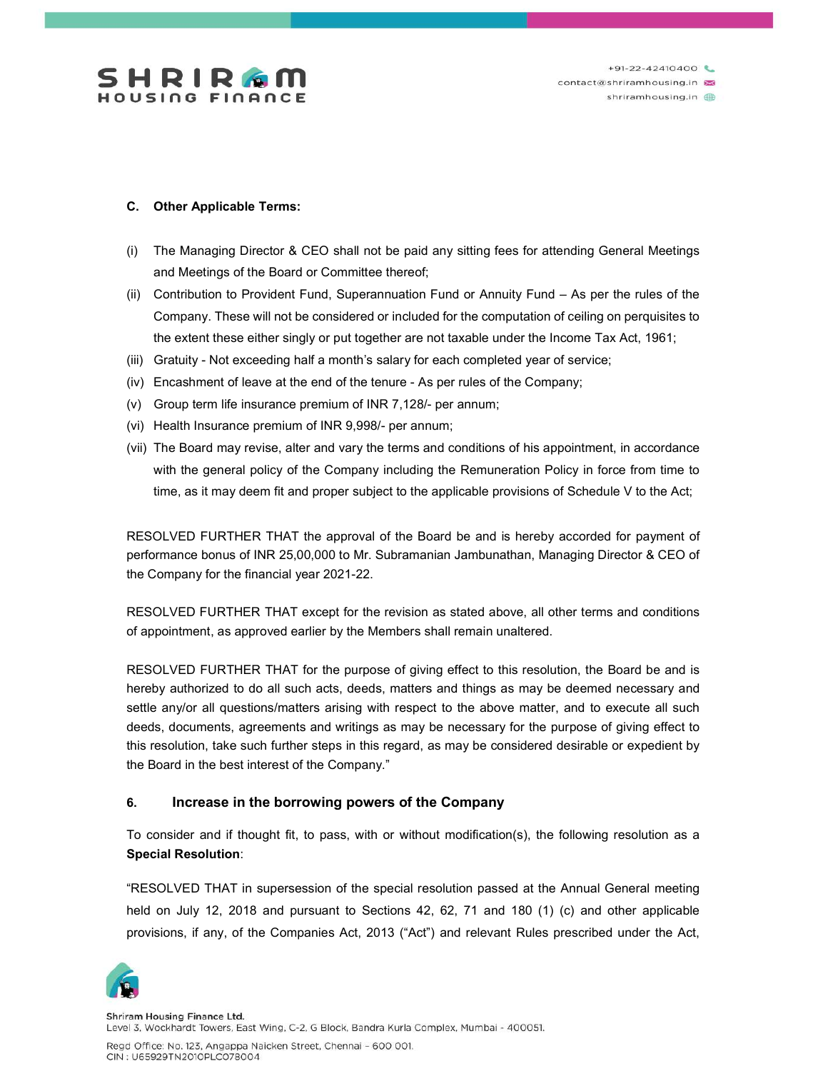**C. Other Applicable Terms:**

(i) The Managing Director & CEO shall not be paid any sitting fees for attending General Meetings and Meetings of the Board or Committee thereof;

(ii) Contribution to Provident Fund, Superannuation Fund or Annuity Fund – As per the rules of the Company. These will not be considered or included for the computation of ceiling on perquisites to the extent these either singly or put together are not taxable under the Income Tax Act, 1961;

(iii) Gratuity - Not exceeding half a month's salary for each completed year of service;

(iv) Encashment of leave at the end of the tenure - As per rules of the Company;

(v) Group term life insurance premium of INR 7,128/- per annum;

(vi) Health Insurance premium of INR 9,998/- per annum;

(vii) The Board may revise, alter and vary the terms and conditions of his appointment, in accordance with the general policy of the Company including the Remuneration Policy in force from time to time, as it may deem fit and proper subject to the applicable provisions of Schedule V to the Act;

RESOLVED FURTHER THAT the approval of the Board be and is hereby accorded for payment of performance bonus of INR 25,00,000 to Mr. Subramanian Jambunathan, Managing Director & CEO of the Company for the financial year 2021-22.

RESOLVED FURTHER THAT except for the revision as stated above, all other terms and conditions of appointment, as approved earlier by the Members shall remain unaltered.

RESOLVED FURTHER THAT for the purpose of giving effect to this resolution, the Board be and is hereby authorized to do all such acts, deeds, matters and things as may be deemed necessary and settle any/or all questions/matters arising with respect to the above matter, and to execute all such deeds, documents, agreements and writings as may be necessary for the purpose of giving effect to this resolution, take such further steps in this regard, as may be considered desirable or expedient by the Board in the best interest of the Company."

### 6. Increase in the borrowing powers of the Company

To consider and if thought fit, to pass, with or without modification(s), the following resolution as a **Special Resolution**:

"RESOLVED THAT in supersession of the special resolution passed at the Annual General meeting held on July 12, 2018 and pursuant to Sections 42, 62, 71 and 180 (1) (c) and other applicable provisions, if any, of the Companies Act, 2013 ("Act") and relevant Rules prescribed under the Act,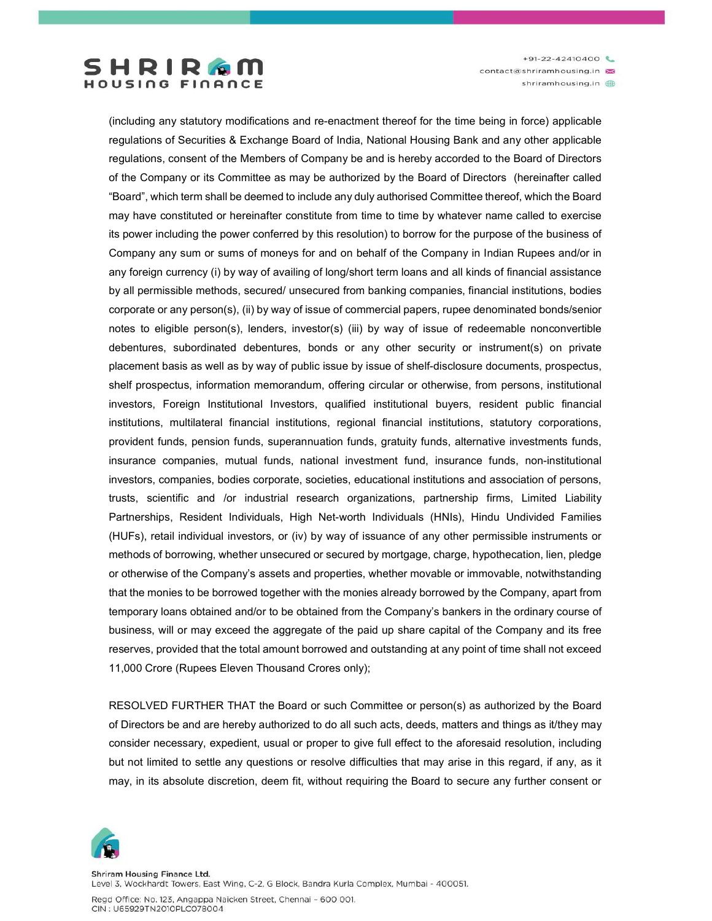(including any statutory modifications and re-enactment thereof for the time being in force) applicable regulations of Securities & Exchange Board of India, National Housing Bank and any other applicable regulations, consent of the Members of Company be and is hereby accorded to the Board of Directors of the Company or its Committee as may be authorized by the Board of Directors (hereinafter called "Board", which term shall be deemed to include any duly authorised Committee thereof, which the Board may have constituted or hereinafter constitute from time to time by whatever name called to exercise its power including the power conferred by this resolution) to borrow for the purpose of the business of Company any sum or sums of moneys for and on behalf of the Company in Indian Rupees and/or in any foreign currency (i) by way of availing of long/short term loans and all kinds of financial assistance by all permissible methods, secured/ unsecured from banking companies, financial institutions, bodies corporate or any person(s), (ii) by way of issue of commercial papers, rupee denominated bonds/senior notes to eligible person(s), lenders, investor(s) (iii) by way of issue of redeemable nonconvertible debentures, subordinated debentures, bonds or any other security or instrument(s) on private placement basis as well as by way of public issue by issue of shelf-disclosure documents, prospectus, shelf prospectus, information memorandum, offering circular or otherwise, from persons, institutional investors, Foreign Institutional Investors, qualified institutional buyers, resident public financial institutions, multilateral financial institutions, regional financial institutions, statutory corporations, provident funds, pension funds, superannuation funds, gratuity funds, alternative investments funds, insurance companies, mutual funds, national investment fund, insurance funds, non-institutional investors, companies, bodies corporate, societies, educational institutions and association of persons, trusts, scientific and /or industrial research organizations, partnership firms, Limited Liability Partnerships, Resident Individuals, High Net-worth Individuals (HNIs), Hindu Undivided Families (HUFs), retail individual investors, or (iv) by way of issuance of any other permissible instruments or methods of borrowing, whether unsecured or secured by mortgage, charge, hypothecation, lien, pledge or otherwise of the Company's assets and properties, whether movable or immovable, notwithstanding that the monies to be borrowed together with the monies already borrowed by the Company, apart from temporary loans obtained and/or to be obtained from the Company's bankers in the ordinary course of business, will or may exceed the aggregate of the paid up share capital of the Company and its free reserves, provided that the total amount borrowed and outstanding at any point of time shall not exceed 11,000 Crore (Rupees Eleven Thousand Crores only);

RESOLVED FURTHER THAT the Board or such Committee or person(s) as authorized by the Board of Directors be and are hereby authorized to do all such acts, deeds, matters and things as it/they may consider necessary, expedient, usual or proper to give full effect to the aforesaid resolution, including but not limited to settle any questions or resolve difficulties that may arise in this regard, if any, as it may, in its absolute discretion, deem fit, without requiring the Board to secure any further consent or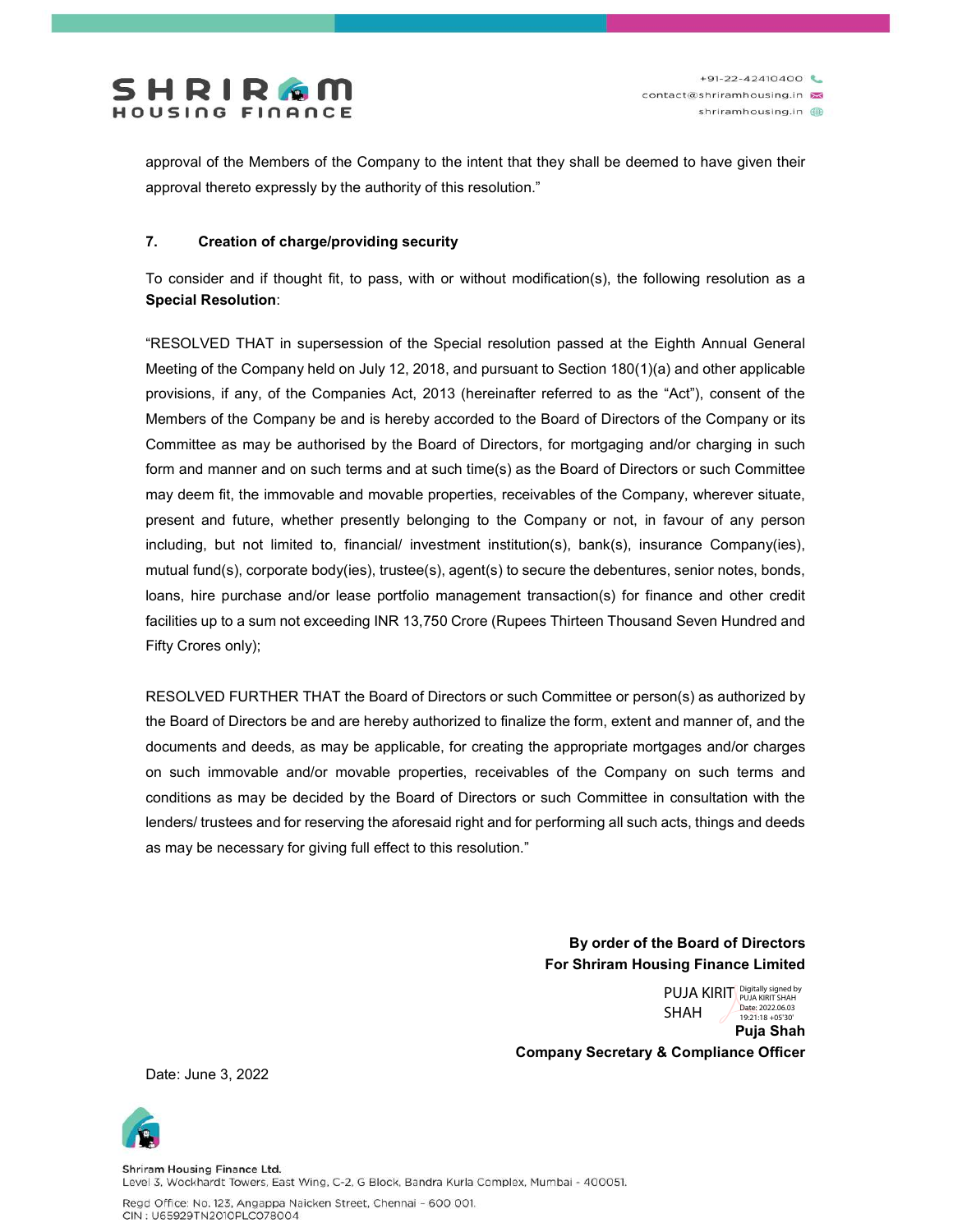approval of the Members of the Company to the intent that they shall be deemed to have given their approval thereto expressly by the authority of this resolution."

**7. Creation of charge/providing security**

To consider and if thought fit, to pass, with or without modification(s), the following resolution as a **Special Resolution**:

"RESOLVED THAT in supersession of the Special resolution passed at the Eighth Annual General Meeting of the Company held on July 12, 2018, and pursuant to Section 180(1)(a) and other applicable provisions, if any, of the Companies Act, 2013 (hereinafter referred to as the "Act"), consent of the Members of the Company be and is hereby accorded to the Board of Directors of the Company or its Committee as may be authorised by the Board of Directors, for mortgaging and/or charging in such form and manner and on such terms and at such time(s) as the Board of Directors or such Committee may deem fit, the immovable and movable properties, receivables of the Company, wherever situate, present and future, whether presently belonging to the Company or not, in favour of any person including, but not limited to, financial/ investment institution(s), bank(s), insurance Company(ies), mutual fund(s), corporate body(ies), trustee(s), agent(s) to secure the debentures, senior notes, bonds, loans, hire purchase and/or lease portfolio management transaction(s) for finance and other credit facilities up to a sum not exceeding INR 13,750 Crore (Rupees Thirteen Thousand Seven Hundred and Fifty Crores only);

RESOLVED FURTHER THAT the Board of Directors or such Committee or person(s) as authorized by the Board of Directors be and are hereby authorized to finalize the form, extent and manner of, and the documents and deeds, as may be applicable, for creating the appropriate mortgages and/or charges on such immovable and/or movable properties, receivables of the Company on such terms and conditions as may be decided by the Board of Directors or such Committee in consultation with the lenders/ trustees and for reserving the aforesaid right and for performing all such acts, things and deeds as may be necessary for giving full effect to this resolution."

**By order of the Board of Directors**
**For Shriram Housing Finance Limited**

PUJA KIRIT SHAH
Digitally signed by PUJA KIRIT SHAH
Date: 2022.06.03 19:21:18 +05'30'

**Puja Shah**
**Company Secretary & Compliance Officer**

Date: June 3, 2022

Shriram Housing Finance Ltd.
Level 3, Wockhardt Towers, East Wing, C-2, G Block, Bandra Kurla Complex, Mumbai - 400051.

Regd Office: No. 123, Angappa Naicken Street, Chennai - 600 001.
CIN : U65929TN2010PLC078004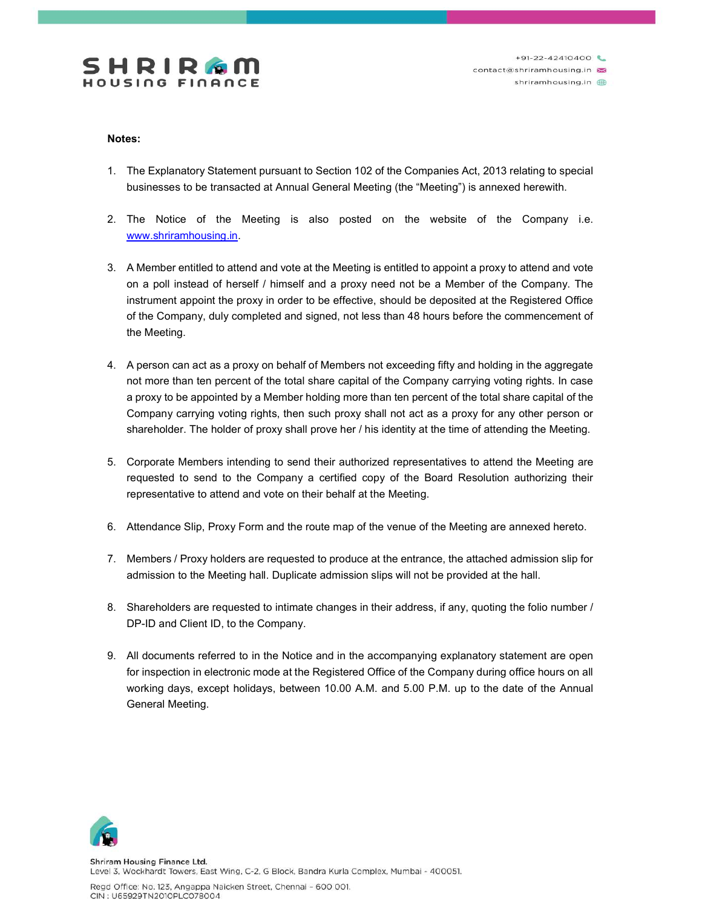**Notes:**

1. The Explanatory Statement pursuant to Section 102 of the Companies Act, 2013 relating to special businesses to be transacted at Annual General Meeting (the "Meeting") is annexed herewith.

2. The Notice of the Meeting is also posted on the website of the Company i.e. www.shriramhousing.in.

3. A Member entitled to attend and vote at the Meeting is entitled to appoint a proxy to attend and vote on a poll instead of herself / himself and a proxy need not be a Member of the Company. The instrument appoint the proxy in order to be effective, should be deposited at the Registered Office of the Company, duly completed and signed, not less than 48 hours before the commencement of the Meeting.

4. A person can act as a proxy on behalf of Members not exceeding fifty and holding in the aggregate not more than ten percent of the total share capital of the Company carrying voting rights. In case a proxy to be appointed by a Member holding more than ten percent of the total share capital of the Company carrying voting rights, then such proxy shall not act as a proxy for any other person or shareholder. The holder of proxy shall prove her / his identity at the time of attending the Meeting.

5. Corporate Members intending to send their authorized representatives to attend the Meeting are requested to send to the Company a certified copy of the Board Resolution authorizing their representative to attend and vote on their behalf at the Meeting.

6. Attendance Slip, Proxy Form and the route map of the venue of the Meeting are annexed hereto.

7. Members / Proxy holders are requested to produce at the entrance, the attached admission slip for admission to the Meeting hall. Duplicate admission slips will not be provided at the hall.

8. Shareholders are requested to intimate changes in their address, if any, quoting the folio number / DP-ID and Client ID, to the Company.

9. All documents referred to in the Notice and in the accompanying explanatory statement are open for inspection in electronic mode at the Registered Office of the Company during office hours on all working days, except holidays, between 10.00 A.M. and 5.00 P.M. up to the date of the Annual General Meeting.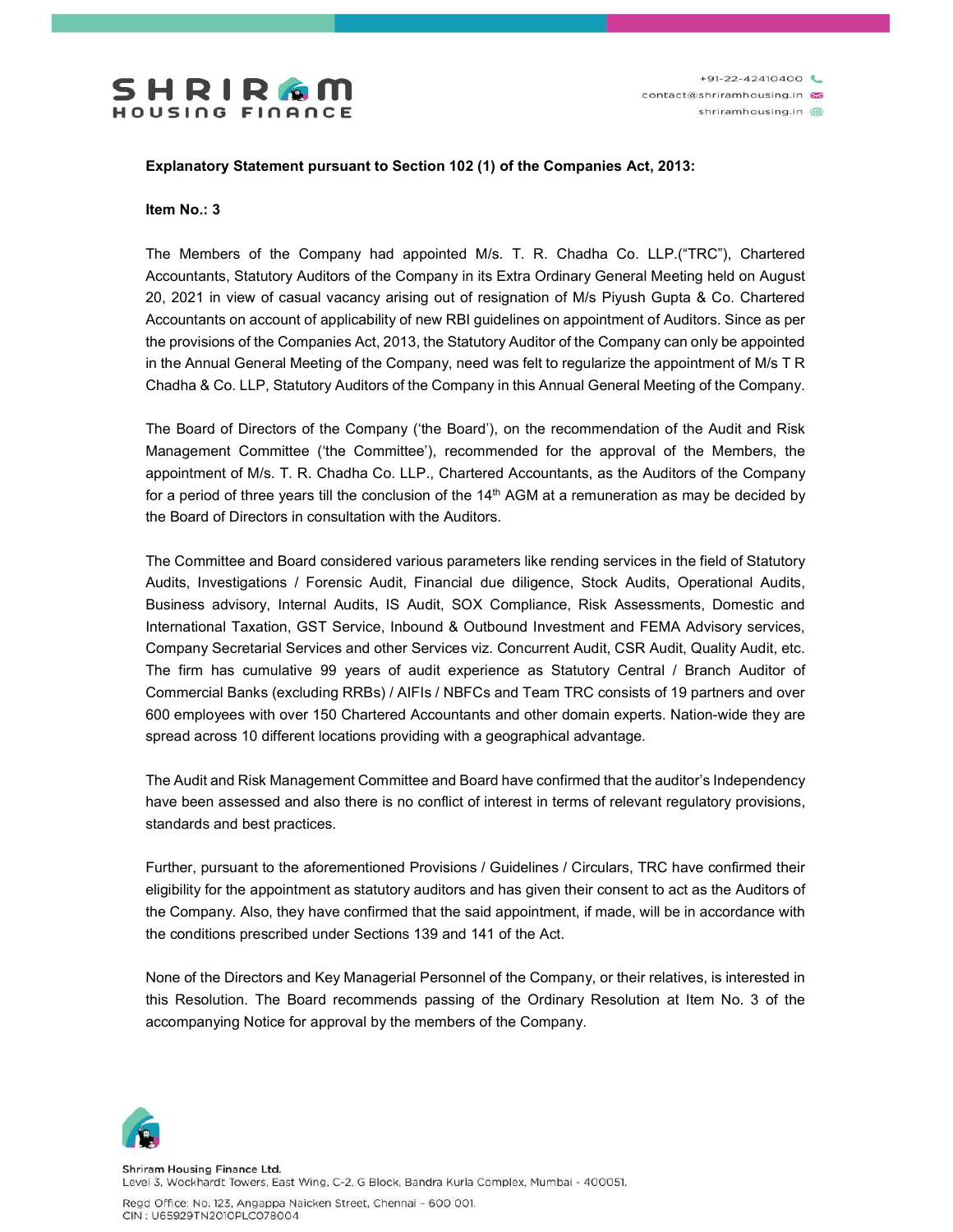**Explanatory Statement pursuant to Section 102 (1) of the Companies Act, 2013:**

**Item No.: 3**

The Members of the Company had appointed M/s. T. R. Chadha Co. LLP.("TRC"), Chartered Accountants, Statutory Auditors of the Company in its Extra Ordinary General Meeting held on August 20, 2021 in view of casual vacancy arising out of resignation of M/s Piyush Gupta & Co. Chartered Accountants on account of applicability of new RBI guidelines on appointment of Auditors. Since as per the provisions of the Companies Act, 2013, the Statutory Auditor of the Company can only be appointed in the Annual General Meeting of the Company, need was felt to regularize the appointment of M/s T R Chadha & Co. LLP, Statutory Auditors of the Company in this Annual General Meeting of the Company.

The Board of Directors of the Company ('the Board'), on the recommendation of the Audit and Risk Management Committee ('the Committee'), recommended for the approval of the Members, the appointment of M/s. T. R. Chadha Co. LLP., Chartered Accountants, as the Auditors of the Company for a period of three years till the conclusion of the 14th AGM at a remuneration as may be decided by the Board of Directors in consultation with the Auditors.

The Committee and Board considered various parameters like rending services in the field of Statutory Audits, Investigations / Forensic Audit, Financial due diligence, Stock Audits, Operational Audits, Business advisory, Internal Audits, IS Audit, SOX Compliance, Risk Assessments, Domestic and International Taxation, GST Service, Inbound & Outbound Investment and FEMA Advisory services, Company Secretarial Services and other Services viz. Concurrent Audit, CSR Audit, Quality Audit, etc. The firm has cumulative 99 years of audit experience as Statutory Central / Branch Auditor of Commercial Banks (excluding RRBs) / AIFIs / NBFCs and Team TRC consists of 19 partners and over 600 employees with over 150 Chartered Accountants and other domain experts. Nation-wide they are spread across 10 different locations providing with a geographical advantage.

The Audit and Risk Management Committee and Board have confirmed that the auditor's Independency have been assessed and also there is no conflict of interest in terms of relevant regulatory provisions, standards and best practices.

Further, pursuant to the aforementioned Provisions / Guidelines / Circulars, TRC have confirmed their eligibility for the appointment as statutory auditors and has given their consent to act as the Auditors of the Company. Also, they have confirmed that the said appointment, if made, will be in accordance with the conditions prescribed under Sections 139 and 141 of the Act.

None of the Directors and Key Managerial Personnel of the Company, or their relatives, is interested in this Resolution. The Board recommends passing of the Ordinary Resolution at Item No. 3 of the accompanying Notice for approval by the members of the Company.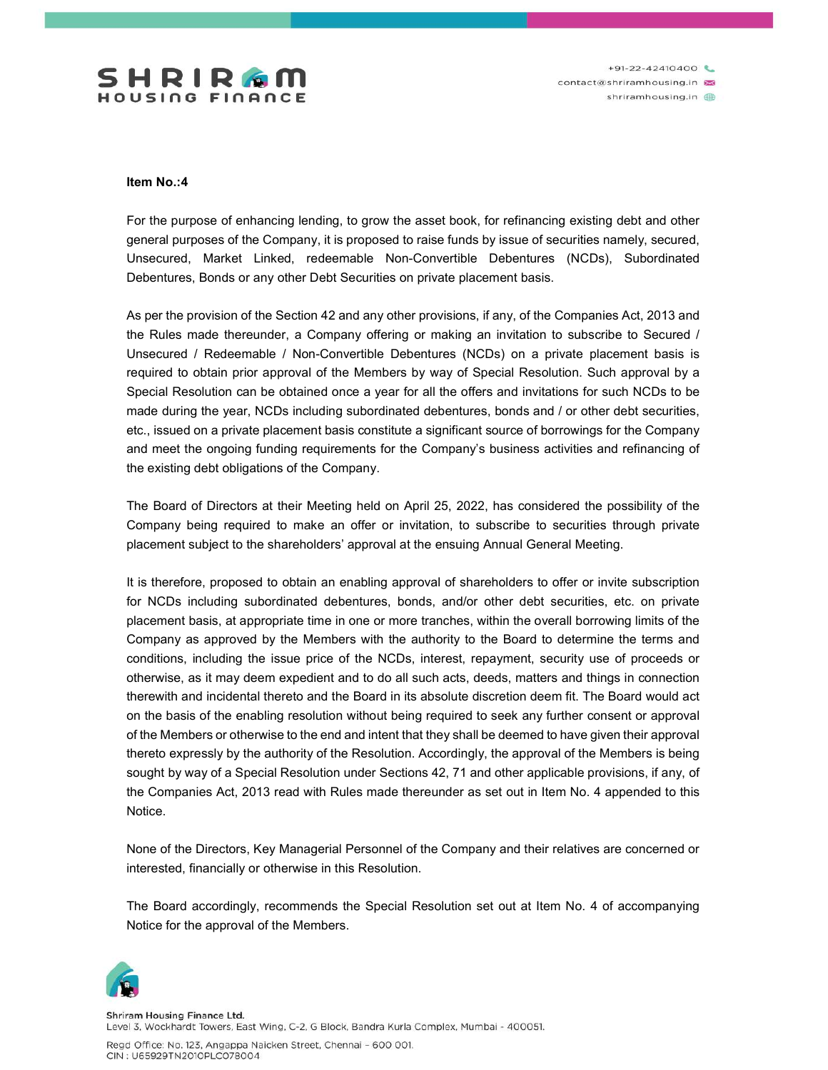**Item No.:4**

For the purpose of enhancing lending, to grow the asset book, for refinancing existing debt and other general purposes of the Company, it is proposed to raise funds by issue of securities namely, secured, Unsecured, Market Linked, redeemable Non-Convertible Debentures (NCDs), Subordinated Debentures, Bonds or any other Debt Securities on private placement basis.

As per the provision of the Section 42 and any other provisions, if any, of the Companies Act, 2013 and the Rules made thereunder, a Company offering or making an invitation to subscribe to Secured / Unsecured / Redeemable / Non-Convertible Debentures (NCDs) on a private placement basis is required to obtain prior approval of the Members by way of Special Resolution. Such approval by a Special Resolution can be obtained once a year for all the offers and invitations for such NCDs to be made during the year, NCDs including subordinated debentures, bonds and / or other debt securities, etc., issued on a private placement basis constitute a significant source of borrowings for the Company and meet the ongoing funding requirements for the Company's business activities and refinancing of the existing debt obligations of the Company.

The Board of Directors at their Meeting held on April 25, 2022, has considered the possibility of the Company being required to make an offer or invitation, to subscribe to securities through private placement subject to the shareholders' approval at the ensuing Annual General Meeting.

It is therefore, proposed to obtain an enabling approval of shareholders to offer or invite subscription for NCDs including subordinated debentures, bonds, and/or other debt securities, etc. on private placement basis, at appropriate time in one or more tranches, within the overall borrowing limits of the Company as approved by the Members with the authority to the Board to determine the terms and conditions, including the issue price of the NCDs, interest, repayment, security use of proceeds or otherwise, as it may deem expedient and to do all such acts, deeds, matters and things in connection therewith and incidental thereto and the Board in its absolute discretion deem fit. The Board would act on the basis of the enabling resolution without being required to seek any further consent or approval of the Members or otherwise to the end and intent that they shall be deemed to have given their approval thereto expressly by the authority of the Resolution. Accordingly, the approval of the Members is being sought by way of a Special Resolution under Sections 42, 71 and other applicable provisions, if any, of the Companies Act, 2013 read with Rules made thereunder as set out in Item No. 4 appended to this Notice.

None of the Directors, Key Managerial Personnel of the Company and their relatives are concerned or interested, financially or otherwise in this Resolution.

The Board accordingly, recommends the Special Resolution set out at Item No. 4 of accompanying Notice for the approval of the Members.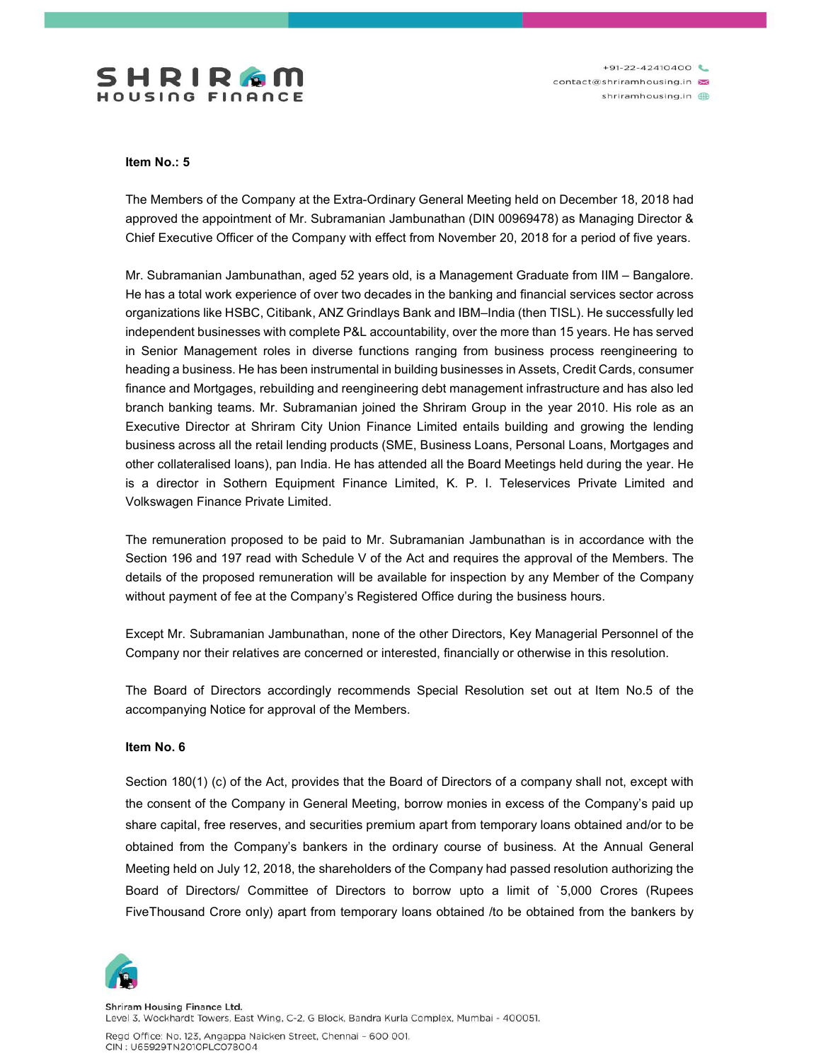**Item No.: 5**

The Members of the Company at the Extra-Ordinary General Meeting held on December 18, 2018 had approved the appointment of Mr. Subramanian Jambunathan (DIN 00969478) as Managing Director & Chief Executive Officer of the Company with effect from November 20, 2018 for a period of five years.

Mr. Subramanian Jambunathan, aged 52 years old, is a Management Graduate from IIM – Bangalore. He has a total work experience of over two decades in the banking and financial services sector across organizations like HSBC, Citibank, ANZ Grindlays Bank and IBM–India (then TISL). He successfully led independent businesses with complete P&L accountability, over the more than 15 years. He has served in Senior Management roles in diverse functions ranging from business process reengineering to heading a business. He has been instrumental in building businesses in Assets, Credit Cards, consumer finance and Mortgages, rebuilding and reengineering debt management infrastructure and has also led branch banking teams. Mr. Subramanian joined the Shriram Group in the year 2010. His role as an Executive Director at Shriram City Union Finance Limited entails building and growing the lending business across all the retail lending products (SME, Business Loans, Personal Loans, Mortgages and other collateralised loans), pan India. He has attended all the Board Meetings held during the year. He is a director in Sothern Equipment Finance Limited, K. P. I. Teleservices Private Limited and Volkswagen Finance Private Limited.

The remuneration proposed to be paid to Mr. Subramanian Jambunathan is in accordance with the Section 196 and 197 read with Schedule V of the Act and requires the approval of the Members. The details of the proposed remuneration will be available for inspection by any Member of the Company without payment of fee at the Company's Registered Office during the business hours.

Except Mr. Subramanian Jambunathan, none of the other Directors, Key Managerial Personnel of the Company nor their relatives are concerned or interested, financially or otherwise in this resolution.

The Board of Directors accordingly recommends Special Resolution set out at Item No.5 of the accompanying Notice for approval of the Members.

**Item No. 6**

Section 180(1) (c) of the Act, provides that the Board of Directors of a company shall not, except with the consent of the Company in General Meeting, borrow monies in excess of the Company's paid up share capital, free reserves, and securities premium apart from temporary loans obtained and/or to be obtained from the Company's bankers in the ordinary course of business. At the Annual General Meeting held on July 12, 2018, the shareholders of the Company had passed resolution authorizing the Board of Directors/ Committee of Directors to borrow upto a limit of `5,000 Crores (Rupees FiveThousand Crore only) apart from temporary loans obtained /to be obtained from the bankers by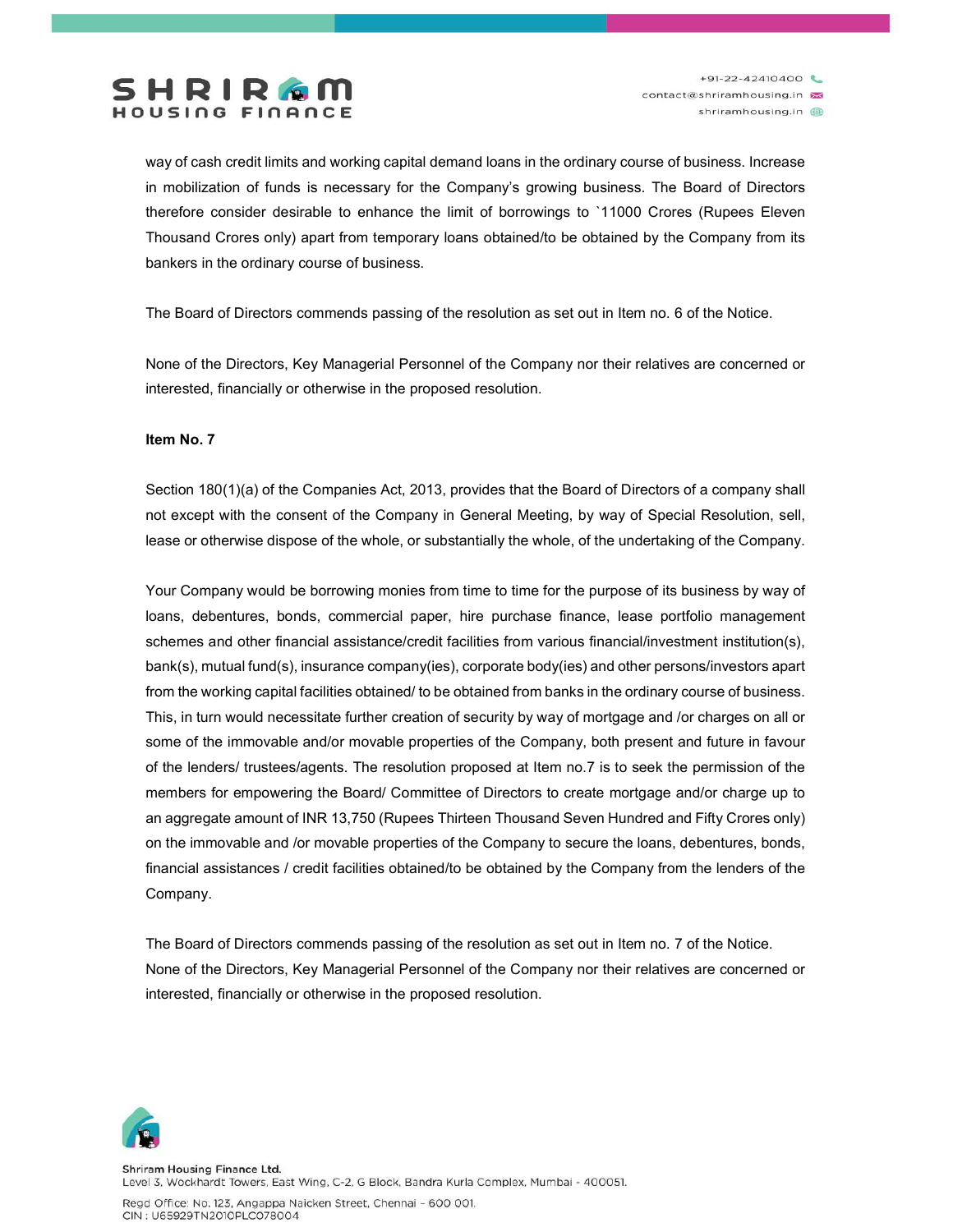way of cash credit limits and working capital demand loans in the ordinary course of business. Increase in mobilization of funds is necessary for the Company's growing business. The Board of Directors therefore consider desirable to enhance the limit of borrowings to `11000 Crores (Rupees Eleven Thousand Crores only) apart from temporary loans obtained/to be obtained by the Company from its bankers in the ordinary course of business.

The Board of Directors commends passing of the resolution as set out in Item no. 6 of the Notice.

None of the Directors, Key Managerial Personnel of the Company nor their relatives are concerned or interested, financially or otherwise in the proposed resolution.

**Item No. 7**

Section 180(1)(a) of the Companies Act, 2013, provides that the Board of Directors of a company shall not except with the consent of the Company in General Meeting, by way of Special Resolution, sell, lease or otherwise dispose of the whole, or substantially the whole, of the undertaking of the Company.

Your Company would be borrowing monies from time to time for the purpose of its business by way of loans, debentures, bonds, commercial paper, hire purchase finance, lease portfolio management schemes and other financial assistance/credit facilities from various financial/investment institution(s), bank(s), mutual fund(s), insurance company(ies), corporate body(ies) and other persons/investors apart from the working capital facilities obtained/ to be obtained from banks in the ordinary course of business. This, in turn would necessitate further creation of security by way of mortgage and /or charges on all or some of the immovable and/or movable properties of the Company, both present and future in favour of the lenders/ trustees/agents. The resolution proposed at Item no.7 is to seek the permission of the members for empowering the Board/ Committee of Directors to create mortgage and/or charge up to an aggregate amount of INR 13,750 (Rupees Thirteen Thousand Seven Hundred and Fifty Crores only) on the immovable and /or movable properties of the Company to secure the loans, debentures, bonds, financial assistances / credit facilities obtained/to be obtained by the Company from the lenders of the Company.

The Board of Directors commends passing of the resolution as set out in Item no. 7 of the Notice.
None of the Directors, Key Managerial Personnel of the Company nor their relatives are concerned or interested, financially or otherwise in the proposed resolution.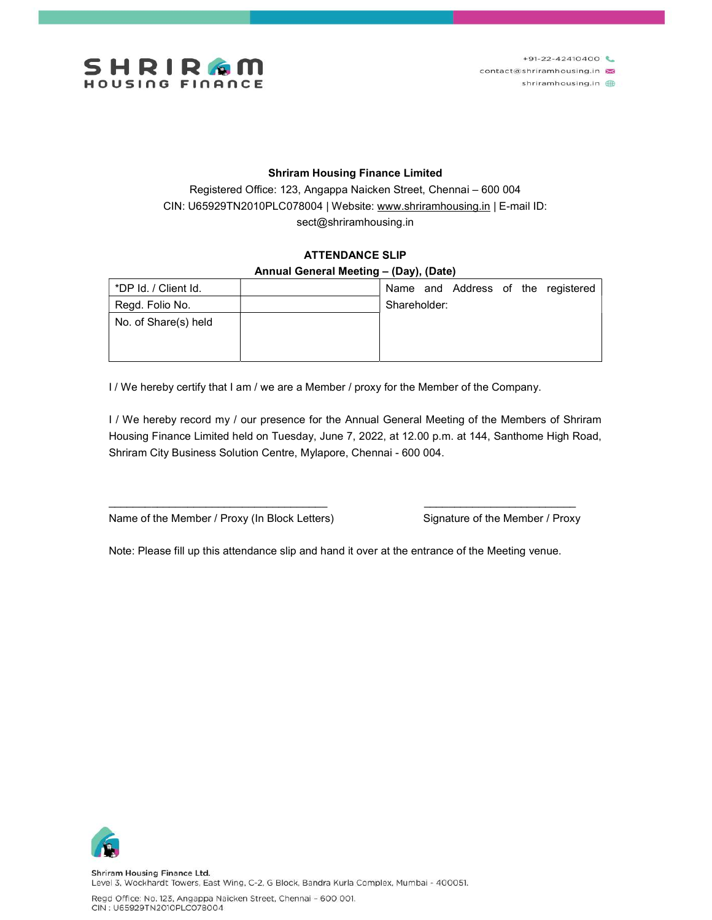**Shriram Housing Finance Limited**

Registered Office: 123, Angappa Naicken Street, Chennai – 600 004

CIN: U65929TN2010PLC078004 | Website: www.shriramhousing.in | E-mail ID: sect@shriramhousing.in

**ATTENDANCE SLIP**

**Annual General Meeting – (Day), (Date)**

| *DP Id. / Client Id. | | Name and Address of the registered Shareholder: |
|---|---|---|
| Regd. Folio No. | | |
| No. of Share(s) held | | |

I / We hereby certify that I am / we are a Member / proxy for the Member of the Company.

I / We hereby record my / our presence for the Annual General Meeting of the Members of Shriram Housing Finance Limited held on Tuesday, June 7, 2022, at 12.00 p.m. at 144, Santhome High Road, Shriram City Business Solution Centre, Mylapore, Chennai - 600 004.

\_\_\_\_\_\_\_\_\_\_\_\_\_\_\_\_\_\_\_\_\_\_\_\_\_\_\_\_\_\_\_\_\_\_\_\_ \_\_\_\_\_\_\_\_\_\_\_\_\_\_\_\_\_\_\_\_\_\_\_\_\_\_\_\_\_

Name of the Member / Proxy (In Block Letters) Signature of the Member / Proxy

Note: Please fill up this attendance slip and hand it over at the entrance of the Meeting venue.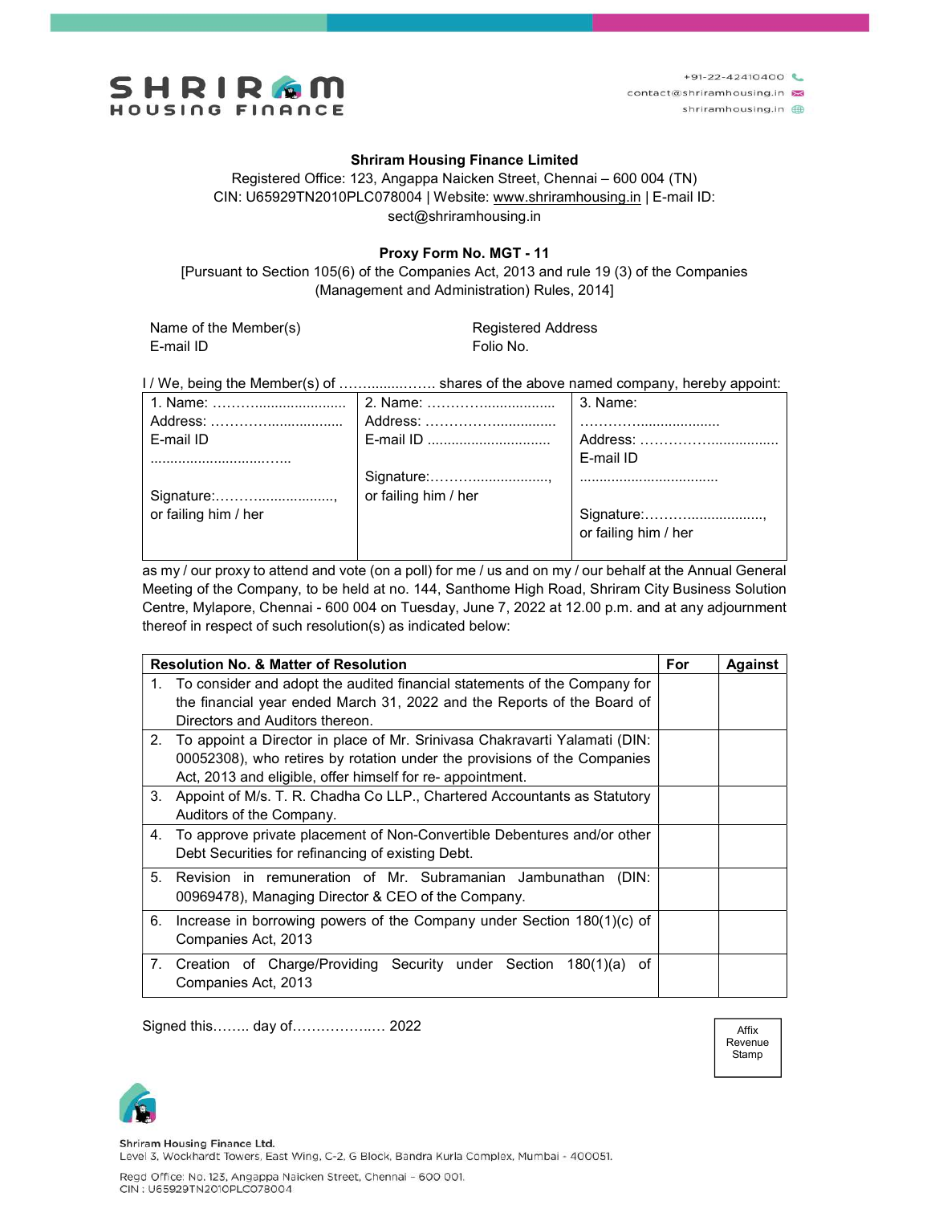**Shriram Housing Finance Limited**

Registered Office: 123, Angappa Naicken Street, Chennai – 600 004 (TN)
CIN: U65929TN2010PLC078004 | Website: www.shriramhousing.in | E-mail ID: sect@shriramhousing.in

**Proxy Form No. MGT - 11**

[Pursuant to Section 105(6) of the Companies Act, 2013 and rule 19 (3) of the Companies (Management and Administration) Rules, 2014]

Name of the Member(s)
E-mail ID

Registered Address
Folio No.

I / We, being the Member(s) of ……..........…… shares of the above named company, hereby appoint:

| 1. Name: ……….......................<br>Address: …………...................<br>E-mail ID<br>...............................…..<br><br>Signature:………..................,<br>or failing him / her | 2. Name: …………..................<br>Address: ……………................<br>E-mail ID ..............................<br><br>Signature:………..................,<br>or failing him / her | 3. Name:<br>……………...................<br>Address: ……………..................<br>E-mail ID<br>..................................<br><br>Signature:………..................,<br>or failing him / her |
|---|---|---|

as my / our proxy to attend and vote (on a poll) for me / us and on my / our behalf at the Annual General Meeting of the Company, to be held at no. 144, Santhome High Road, Shriram City Business Solution Centre, Mylapore, Chennai - 600 004 on Tuesday, June 7, 2022 at 12.00 p.m. and at any adjournment thereof in respect of such resolution(s) as indicated below:

| Resolution No. & Matter of Resolution | For | Against |
|---|---|---|
| 1. To consider and adopt the audited financial statements of the Company for the financial year ended March 31, 2022 and the Reports of the Board of Directors and Auditors thereon. | | |
| 2. To appoint a Director in place of Mr. Srinivasa Chakravarti Yalamati (DIN: 00052308), who retires by rotation under the provisions of the Companies Act, 2013 and eligible, offer himself for re- appointment. | | |
| 3. Appoint of M/s. T. R. Chadha Co LLP., Chartered Accountants as Statutory Auditors of the Company. | | |
| 4. To approve private placement of Non-Convertible Debentures and/or other Debt Securities for refinancing of existing Debt. | | |
| 5. Revision in remuneration of Mr. Subramanian Jambunathan (DIN: 00969478), Managing Director & CEO of the Company. | | |
| 6. Increase in borrowing powers of the Company under Section 180(1)(c) of Companies Act, 2013 | | |
| 7. Creation of Charge/Providing Security under Section 180(1)(a) of Companies Act, 2013 | | |

Signed this…….. day of……………..… 2022

Affix Revenue Stamp

Shriram Housing Finance Ltd.
Level 3, Wockhardt Towers, East Wing, C-2, G Block, Bandra Kurla Complex, Mumbai - 400051.

Regd Office: No. 123, Angappa Naicken Street, Chennai - 600 001.
CIN : U65929TN2010PLC078004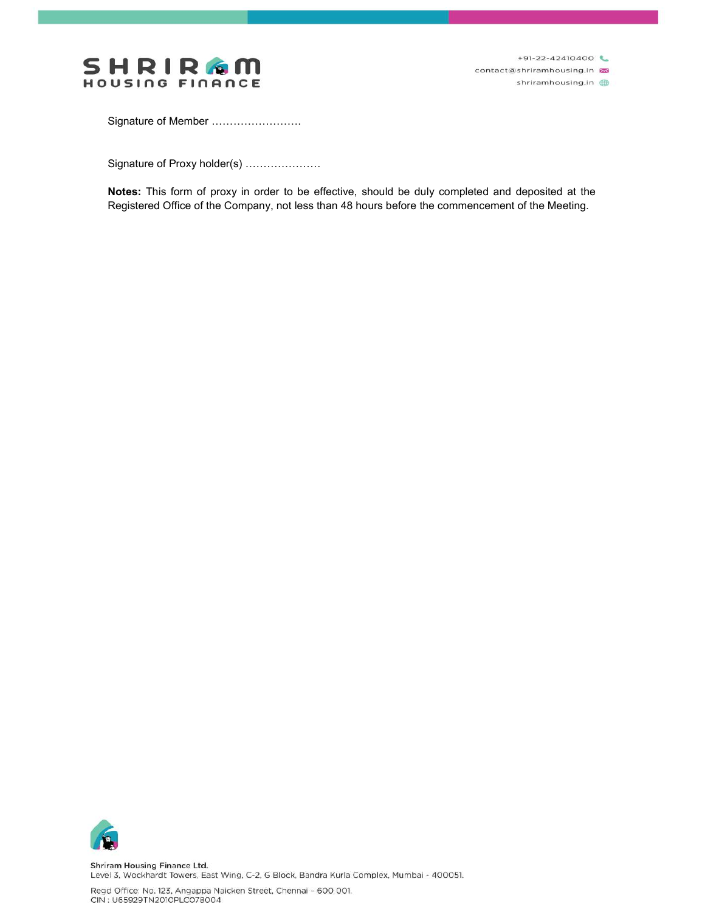Signature of Member …………………….

Signature of Proxy holder(s) …………………

**Notes:** This form of proxy in order to be effective, should be duly completed and deposited at the Registered Office of the Company, not less than 48 hours before the commencement of the Meeting.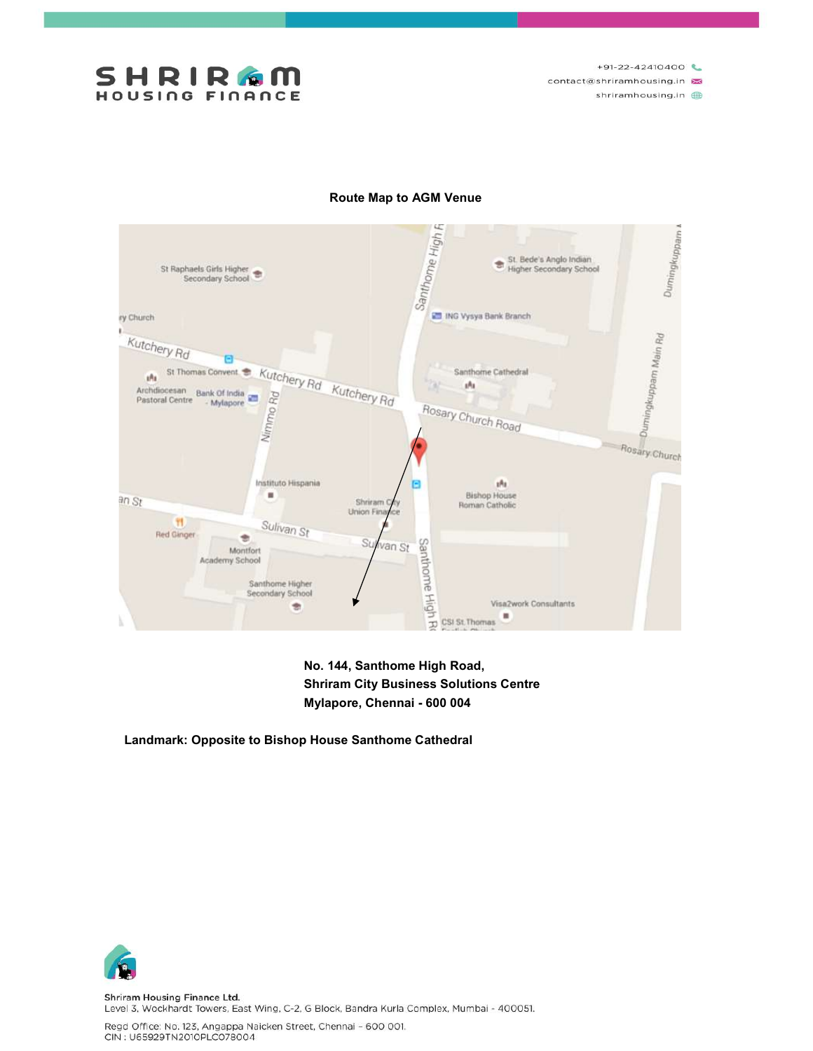**Route Map to AGM Venue**

**No. 144, Santhome High Road,**
**Shriram City Business Solutions Centre**
**Mylapore, Chennai - 600 004**

**Landmark: Opposite to Bishop House Santhome Cathedral**